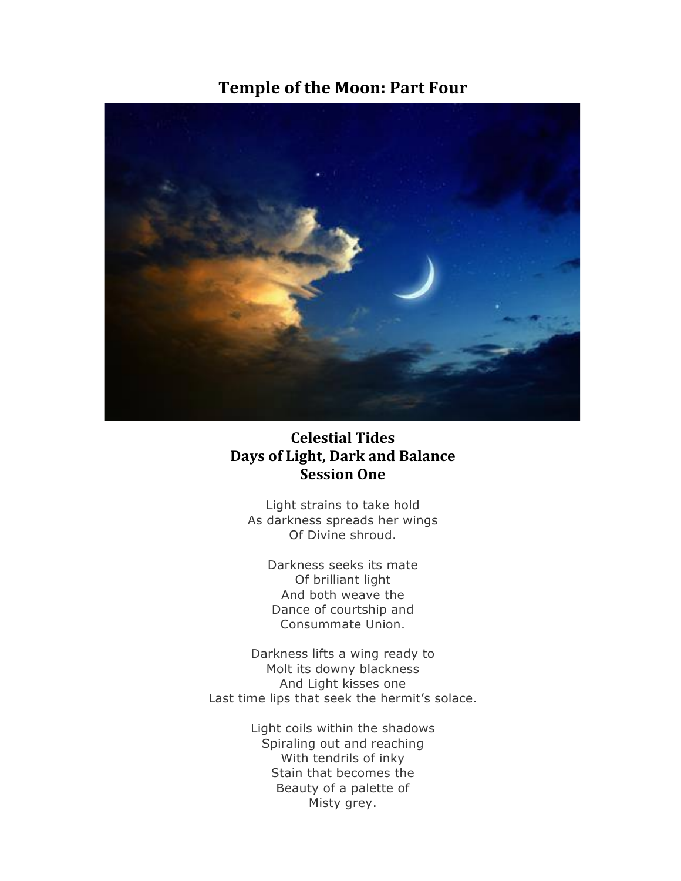# Temple of the Moon: Part Four

## Celestial Tides
## Days of Light, Dark and Balance
## Session One

Light strains to take hold
As darkness spreads her wings
Of Divine shroud.

Darkness seeks its mate
Of brilliant light
And both weave the
Dance of courtship and
Consummate Union.

Darkness lifts a wing ready to
Molt its downy blackness
And Light kisses one
Last time lips that seek the hermit's solace.

Light coils within the shadows
Spiraling out and reaching
With tendrils of inky
Stain that becomes the
Beauty of a palette of
Misty grey.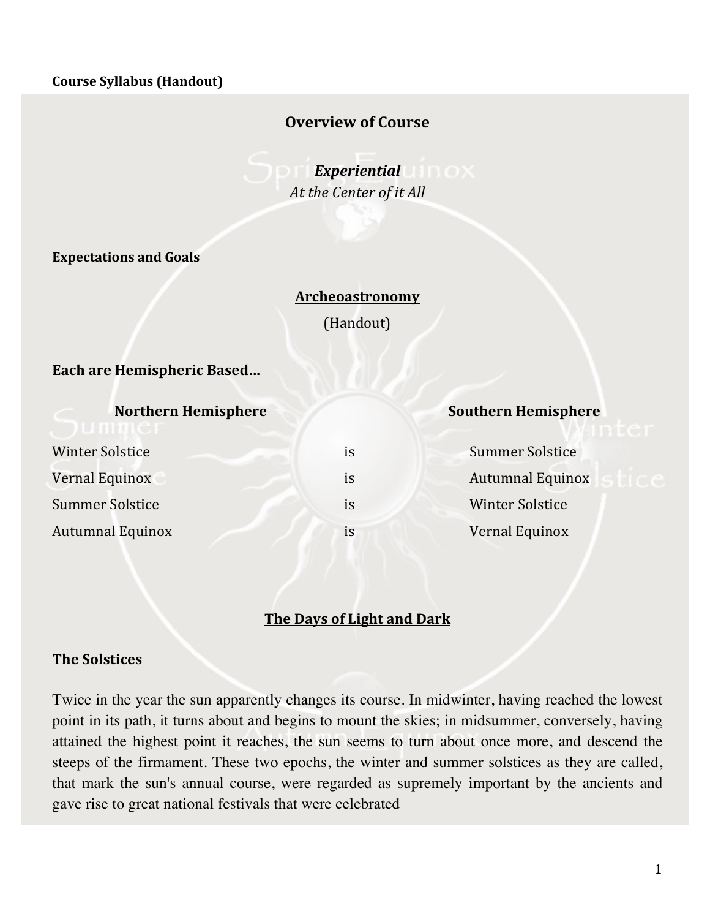**Course Syllabus (Handout)**

## Overview of Course

***Experiential***
*At the Center of it All*

**Expectations and Goals**

**Archeoastronomy**

(Handout)

**Each are Hemispheric Based…**

| Northern Hemisphere | | Southern Hemisphere |
|---|---|---|
| Winter Solstice | is | Summer Solstice |
| Vernal Equinox | is | Autumnal Equinox |
| Summer Solstice | is | Winter Solstice |
| Autumnal Equinox | is | Vernal Equinox |

## The Days of Light and Dark

### The Solstices

Twice in the year the sun apparently changes its course. In midwinter, having reached the lowest point in its path, it turns about and begins to mount the skies; in midsummer, conversely, having attained the highest point it reaches, the sun seems to turn about once more, and descend the steeps of the firmament. These two epochs, the winter and summer solstices as they are called, that mark the sun's annual course, were regarded as supremely important by the ancients and gave rise to great national festivals that were celebrated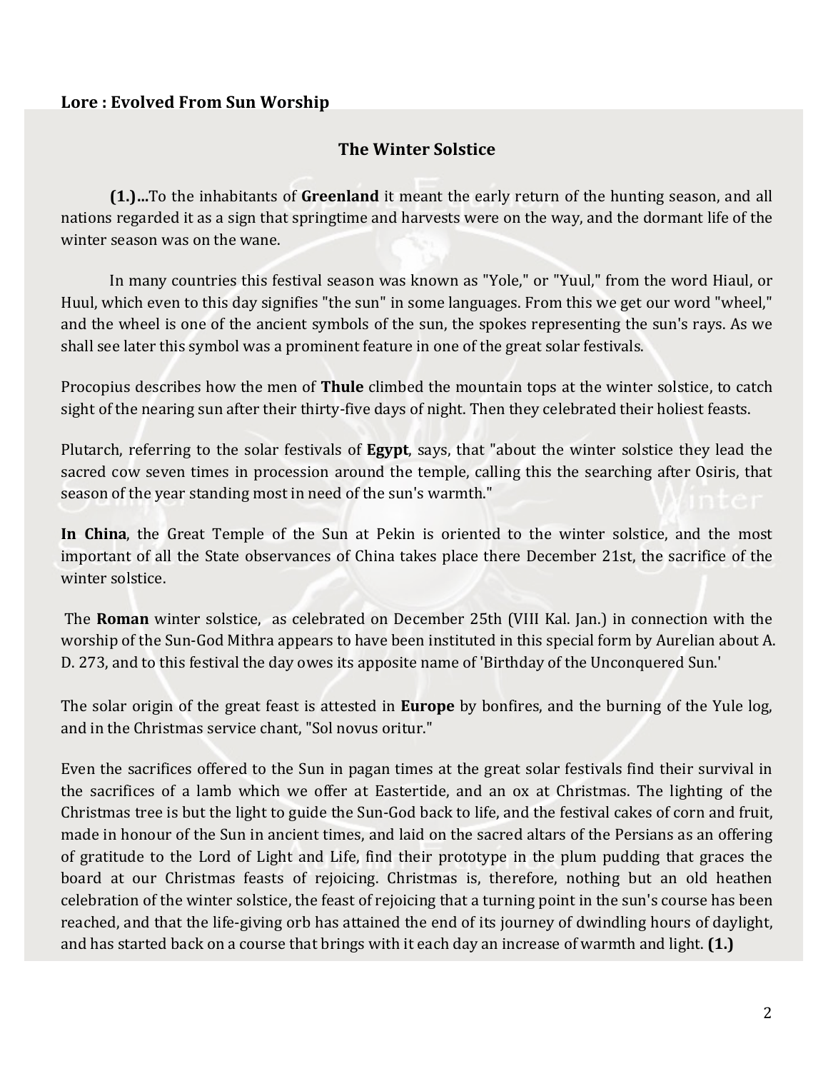**Lore : Evolved From Sun Worship**

## The Winter Solstice

**(1.)...**To the inhabitants of **Greenland** it meant the early return of the hunting season, and all nations regarded it as a sign that springtime and harvests were on the way, and the dormant life of the winter season was on the wane.

In many countries this festival season was known as "Yole," or "Yuul," from the word Hiaul, or Huul, which even to this day signifies "the sun" in some languages. From this we get our word "wheel," and the wheel is one of the ancient symbols of the sun, the spokes representing the sun's rays. As we shall see later this symbol was a prominent feature in one of the great solar festivals.

Procopius describes how the men of **Thule** climbed the mountain tops at the winter solstice, to catch sight of the nearing sun after their thirty-five days of night. Then they celebrated their holiest feasts.

Plutarch, referring to the solar festivals of **Egypt**, says, that "about the winter solstice they lead the sacred cow seven times in procession around the temple, calling this the searching after Osiris, that season of the year standing most in need of the sun's warmth."

**In China**, the Great Temple of the Sun at Pekin is oriented to the winter solstice, and the most important of all the State observances of China takes place there December 21st, the sacrifice of the winter solstice.

The **Roman** winter solstice, as celebrated on December 25th (VIII Kal. Jan.) in connection with the worship of the Sun-God Mithra appears to have been instituted in this special form by Aurelian about A. D. 273, and to this festival the day owes its apposite name of 'Birthday of the Unconquered Sun.'

The solar origin of the great feast is attested in **Europe** by bonfires, and the burning of the Yule log, and in the Christmas service chant, "Sol novus oritur."

Even the sacrifices offered to the Sun in pagan times at the great solar festivals find their survival in the sacrifices of a lamb which we offer at Eastertide, and an ox at Christmas. The lighting of the Christmas tree is but the light to guide the Sun-God back to life, and the festival cakes of corn and fruit, made in honour of the Sun in ancient times, and laid on the sacred altars of the Persians as an offering of gratitude to the Lord of Light and Life, find their prototype in the plum pudding that graces the board at our Christmas feasts of rejoicing. Christmas is, therefore, nothing but an old heathen celebration of the winter solstice, the feast of rejoicing that a turning point in the sun's course has been reached, and that the life-giving orb has attained the end of its journey of dwindling hours of daylight, and has started back on a course that brings with it each day an increase of warmth and light. **(1.)**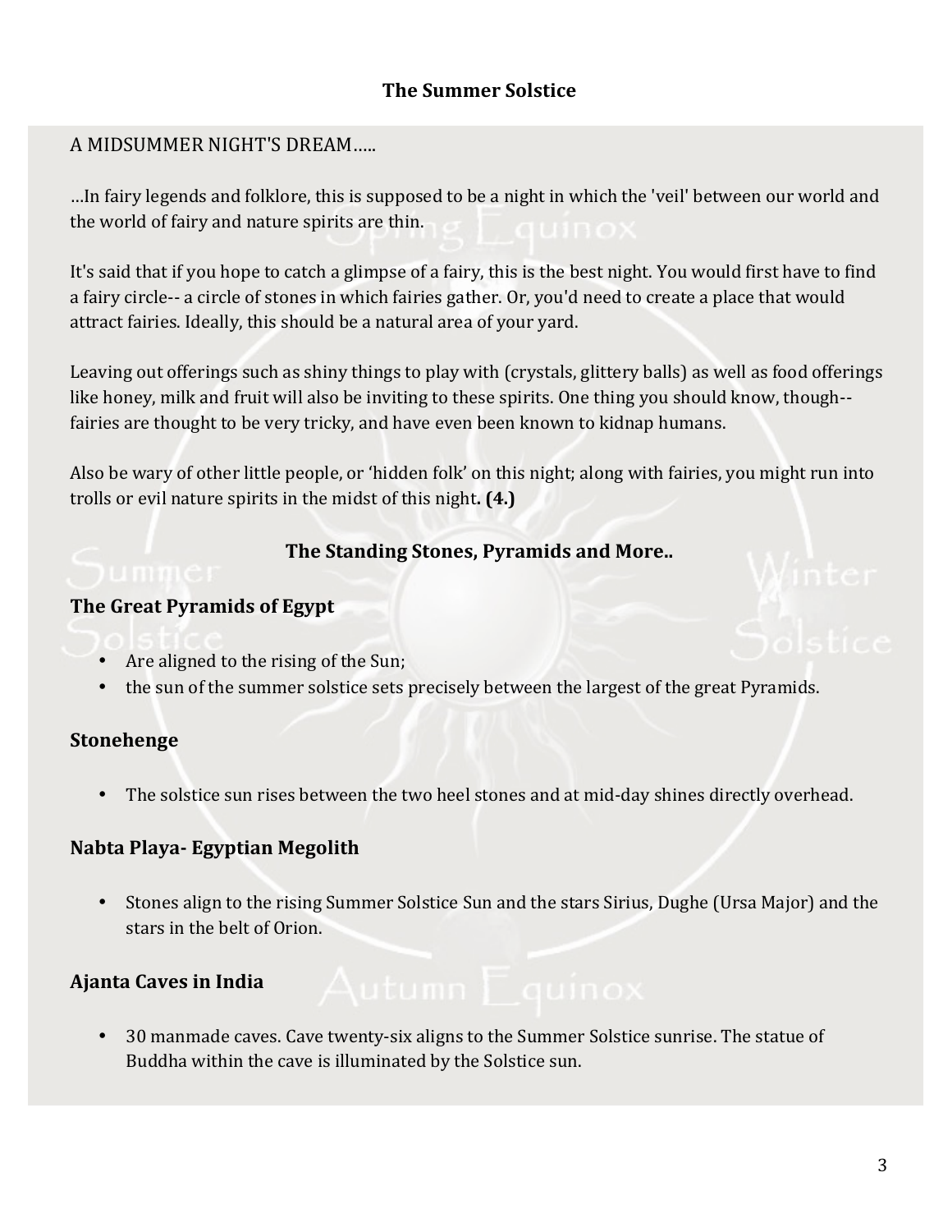## The Summer Solstice

A MIDSUMMER NIGHT'S DREAM…..

…In fairy legends and folklore, this is supposed to be a night in which the 'veil' between our world and the world of fairy and nature spirits are thin.

It's said that if you hope to catch a glimpse of a fairy, this is the best night. You would first have to find a fairy circle-- a circle of stones in which fairies gather. Or, you'd need to create a place that would attract fairies. Ideally, this should be a natural area of your yard.

Leaving out offerings such as shiny things to play with (crystals, glittery balls) as well as food offerings like honey, milk and fruit will also be inviting to these spirits. One thing you should know, though-- fairies are thought to be very tricky, and have even been known to kidnap humans.

Also be wary of other little people, or 'hidden folk' on this night; along with fairies, you might run into trolls or evil nature spirits in the midst of this night**. (4.)**

## The Standing Stones, Pyramids and More..

### The Great Pyramids of Egypt

- Are aligned to the rising of the Sun;
- the sun of the summer solstice sets precisely between the largest of the great Pyramids.

### Stonehenge

- The solstice sun rises between the two heel stones and at mid-day shines directly overhead.

### Nabta Playa- Egyptian Megolith

- Stones align to the rising Summer Solstice Sun and the stars Sirius, Dughe (Ursa Major) and the stars in the belt of Orion.

### Ajanta Caves in India

- 30 manmade caves. Cave twenty-six aligns to the Summer Solstice sunrise. The statue of Buddha within the cave is illuminated by the Solstice sun.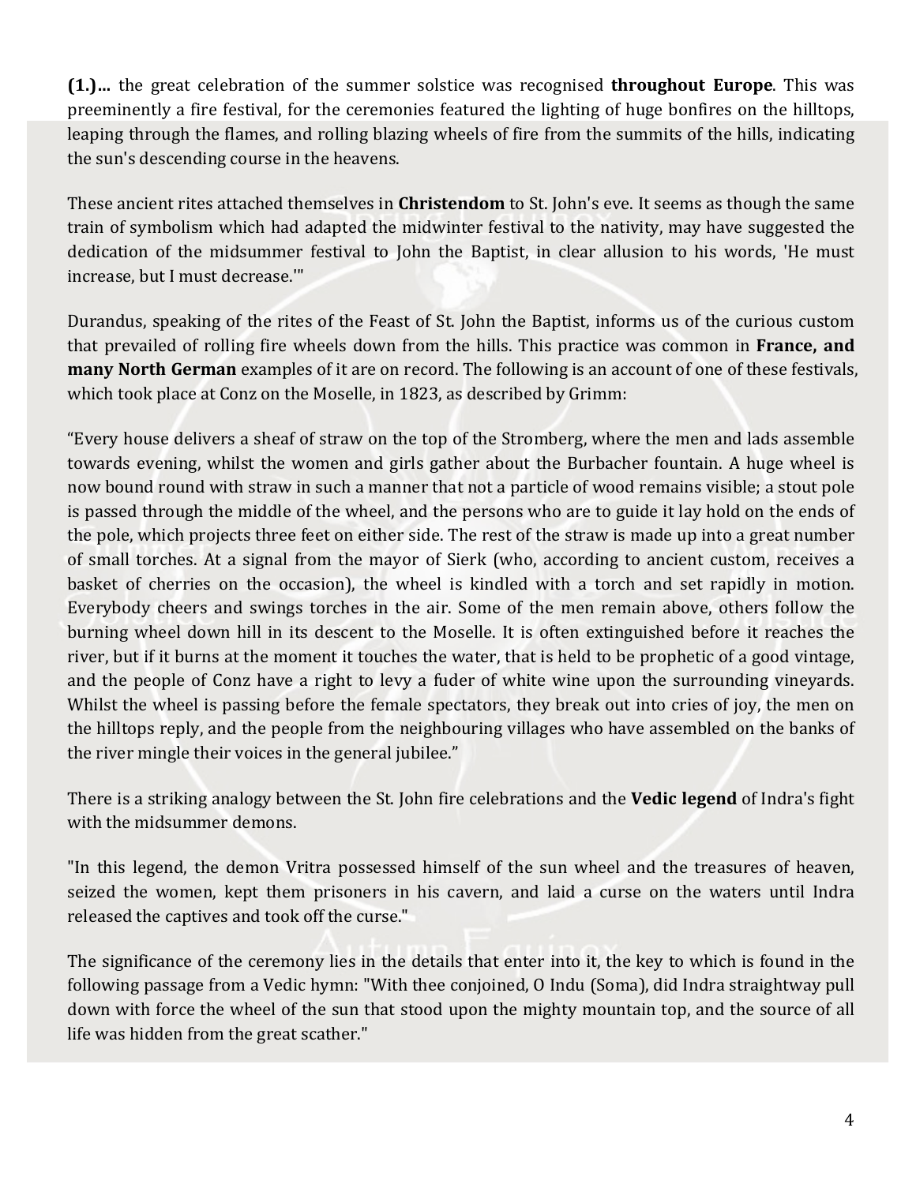**(1.)...** the great celebration of the summer solstice was recognised **throughout Europe**. This was preeminently a fire festival, for the ceremonies featured the lighting of huge bonfires on the hilltops, leaping through the flames, and rolling blazing wheels of fire from the summits of the hills, indicating the sun's descending course in the heavens.

These ancient rites attached themselves in **Christendom** to St. John's eve. It seems as though the same train of symbolism which had adapted the midwinter festival to the nativity, may have suggested the dedication of the midsummer festival to John the Baptist, in clear allusion to his words, 'He must increase, but I must decrease.'"

Durandus, speaking of the rites of the Feast of St. John the Baptist, informs us of the curious custom that prevailed of rolling fire wheels down from the hills. This practice was common in **France, and many North German** examples of it are on record. The following is an account of one of these festivals, which took place at Conz on the Moselle, in 1823, as described by Grimm:

“Every house delivers a sheaf of straw on the top of the Stromberg, where the men and lads assemble towards evening, whilst the women and girls gather about the Burbacher fountain. A huge wheel is now bound round with straw in such a manner that not a particle of wood remains visible; a stout pole is passed through the middle of the wheel, and the persons who are to guide it lay hold on the ends of the pole, which projects three feet on either side. The rest of the straw is made up into a great number of small torches. At a signal from the mayor of Sierk (who, according to ancient custom, receives a basket of cherries on the occasion), the wheel is kindled with a torch and set rapidly in motion. Everybody cheers and swings torches in the air. Some of the men remain above, others follow the burning wheel down hill in its descent to the Moselle. It is often extinguished before it reaches the river, but if it burns at the moment it touches the water, that is held to be prophetic of a good vintage, and the people of Conz have a right to levy a fuder of white wine upon the surrounding vineyards. Whilst the wheel is passing before the female spectators, they break out into cries of joy, the men on the hilltops reply, and the people from the neighbouring villages who have assembled on the banks of the river mingle their voices in the general jubilee.”

There is a striking analogy between the St. John fire celebrations and the **Vedic legend** of Indra's fight with the midsummer demons.

"In this legend, the demon Vritra possessed himself of the sun wheel and the treasures of heaven, seized the women, kept them prisoners in his cavern, and laid a curse on the waters until Indra released the captives and took off the curse."

The significance of the ceremony lies in the details that enter into it, the key to which is found in the following passage from a Vedic hymn: "With thee conjoined, O Indu (Soma), did Indra straightway pull down with force the wheel of the sun that stood upon the mighty mountain top, and the source of all life was hidden from the great scather."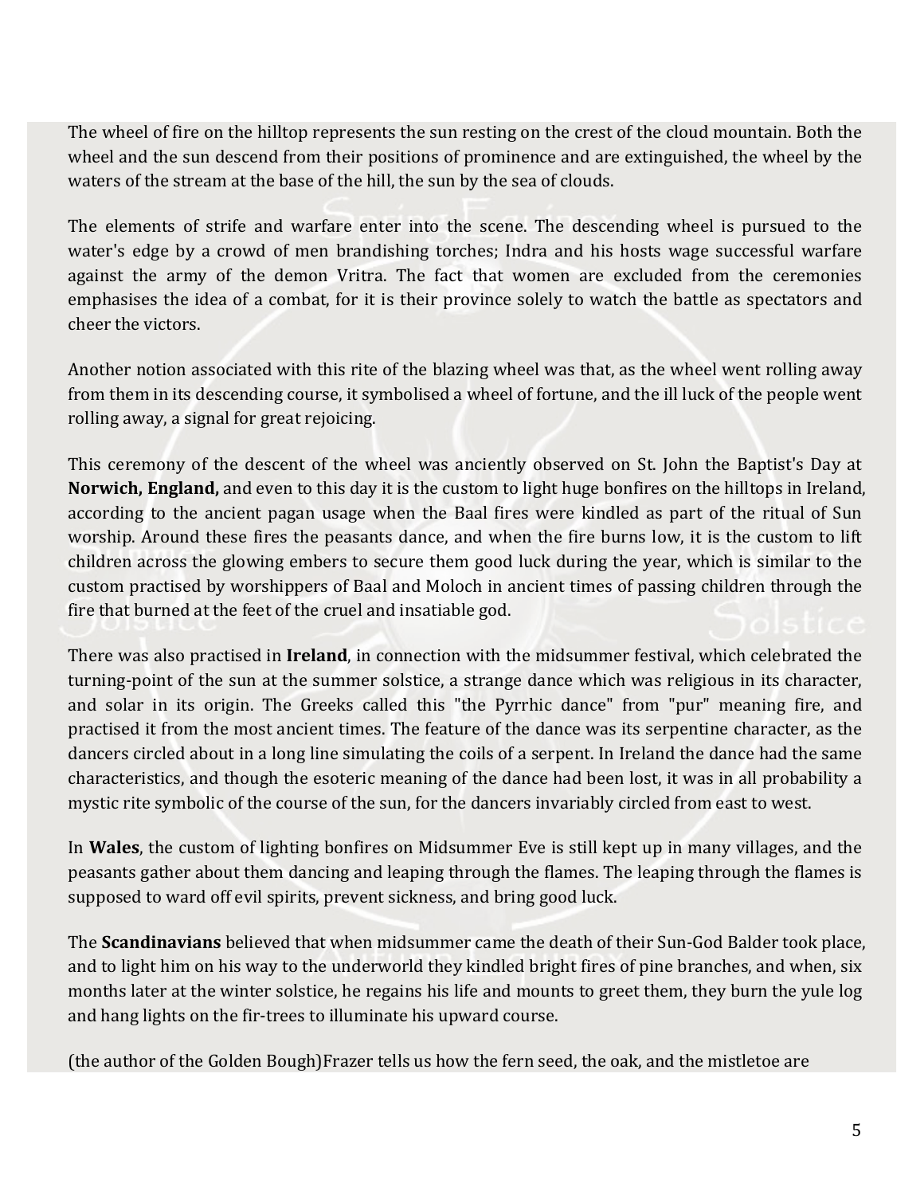The wheel of fire on the hilltop represents the sun resting on the crest of the cloud mountain. Both the wheel and the sun descend from their positions of prominence and are extinguished, the wheel by the waters of the stream at the base of the hill, the sun by the sea of clouds.

The elements of strife and warfare enter into the scene. The descending wheel is pursued to the water's edge by a crowd of men brandishing torches; Indra and his hosts wage successful warfare against the army of the demon Vritra. The fact that women are excluded from the ceremonies emphasises the idea of a combat, for it is their province solely to watch the battle as spectators and cheer the victors.

Another notion associated with this rite of the blazing wheel was that, as the wheel went rolling away from them in its descending course, it symbolised a wheel of fortune, and the ill luck of the people went rolling away, a signal for great rejoicing.

This ceremony of the descent of the wheel was anciently observed on St. John the Baptist's Day at **Norwich, England,** and even to this day it is the custom to light huge bonfires on the hilltops in Ireland, according to the ancient pagan usage when the Baal fires were kindled as part of the ritual of Sun worship. Around these fires the peasants dance, and when the fire burns low, it is the custom to lift children across the glowing embers to secure them good luck during the year, which is similar to the custom practised by worshippers of Baal and Moloch in ancient times of passing children through the fire that burned at the feet of the cruel and insatiable god.

There was also practised in **Ireland**, in connection with the midsummer festival, which celebrated the turning-point of the sun at the summer solstice, a strange dance which was religious in its character, and solar in its origin. The Greeks called this "the Pyrrhic dance" from "pur" meaning fire, and practised it from the most ancient times. The feature of the dance was its serpentine character, as the dancers circled about in a long line simulating the coils of a serpent. In Ireland the dance had the same characteristics, and though the esoteric meaning of the dance had been lost, it was in all probability a mystic rite symbolic of the course of the sun, for the dancers invariably circled from east to west.

In **Wales**, the custom of lighting bonfires on Midsummer Eve is still kept up in many villages, and the peasants gather about them dancing and leaping through the flames. The leaping through the flames is supposed to ward off evil spirits, prevent sickness, and bring good luck.

The **Scandinavians** believed that when midsummer came the death of their Sun-God Balder took place, and to light him on his way to the underworld they kindled bright fires of pine branches, and when, six months later at the winter solstice, he regains his life and mounts to greet them, they burn the yule log and hang lights on the fir-trees to illuminate his upward course.

(the author of the Golden Bough)Frazer tells us how the fern seed, the oak, and the mistletoe are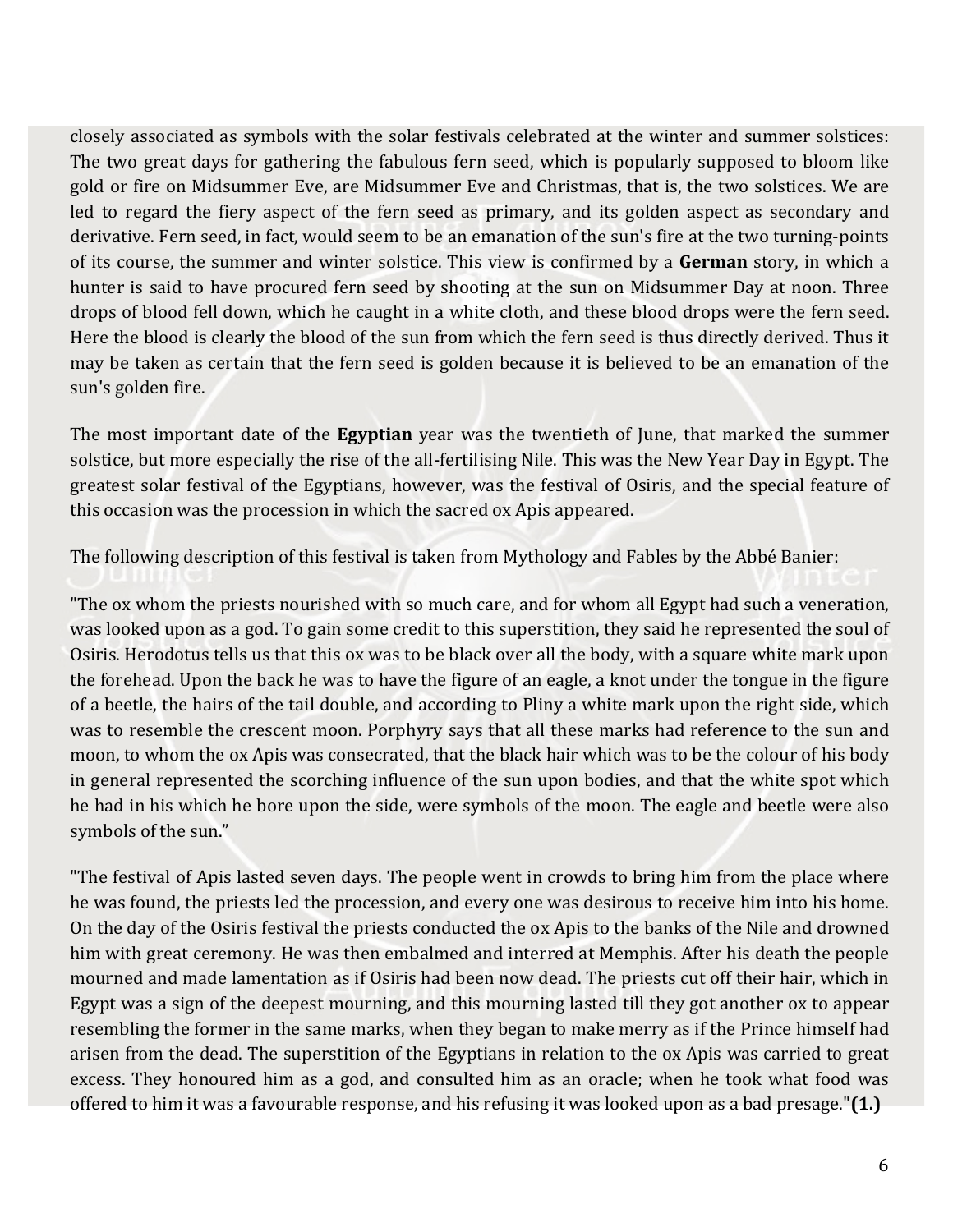closely associated as symbols with the solar festivals celebrated at the winter and summer solstices: The two great days for gathering the fabulous fern seed, which is popularly supposed to bloom like gold or fire on Midsummer Eve, are Midsummer Eve and Christmas, that is, the two solstices. We are led to regard the fiery aspect of the fern seed as primary, and its golden aspect as secondary and derivative. Fern seed, in fact, would seem to be an emanation of the sun's fire at the two turning-points of its course, the summer and winter solstice. This view is confirmed by a **German** story, in which a hunter is said to have procured fern seed by shooting at the sun on Midsummer Day at noon. Three drops of blood fell down, which he caught in a white cloth, and these blood drops were the fern seed. Here the blood is clearly the blood of the sun from which the fern seed is thus directly derived. Thus it may be taken as certain that the fern seed is golden because it is believed to be an emanation of the sun's golden fire.

The most important date of the **Egyptian** year was the twentieth of June, that marked the summer solstice, but more especially the rise of the all-fertilising Nile. This was the New Year Day in Egypt. The greatest solar festival of the Egyptians, however, was the festival of Osiris, and the special feature of this occasion was the procession in which the sacred ox Apis appeared.

The following description of this festival is taken from Mythology and Fables by the Abbé Banier:

"The ox whom the priests nourished with so much care, and for whom all Egypt had such a veneration, was looked upon as a god. To gain some credit to this superstition, they said he represented the soul of Osiris. Herodotus tells us that this ox was to be black over all the body, with a square white mark upon the forehead. Upon the back he was to have the figure of an eagle, a knot under the tongue in the figure of a beetle, the hairs of the tail double, and according to Pliny a white mark upon the right side, which was to resemble the crescent moon. Porphyry says that all these marks had reference to the sun and moon, to whom the ox Apis was consecrated, that the black hair which was to be the colour of his body in general represented the scorching influence of the sun upon bodies, and that the white spot which he had in his which he bore upon the side, were symbols of the moon. The eagle and beetle were also symbols of the sun."

"The festival of Apis lasted seven days. The people went in crowds to bring him from the place where he was found, the priests led the procession, and every one was desirous to receive him into his home. On the day of the Osiris festival the priests conducted the ox Apis to the banks of the Nile and drowned him with great ceremony. He was then embalmed and interred at Memphis. After his death the people mourned and made lamentation as if Osiris had been now dead. The priests cut off their hair, which in Egypt was a sign of the deepest mourning, and this mourning lasted till they got another ox to appear resembling the former in the same marks, when they began to make merry as if the Prince himself had arisen from the dead. The superstition of the Egyptians in relation to the ox Apis was carried to great excess. They honoured him as a god, and consulted him as an oracle; when he took what food was offered to him it was a favourable response, and his refusing it was looked upon as a bad presage."**(1.)**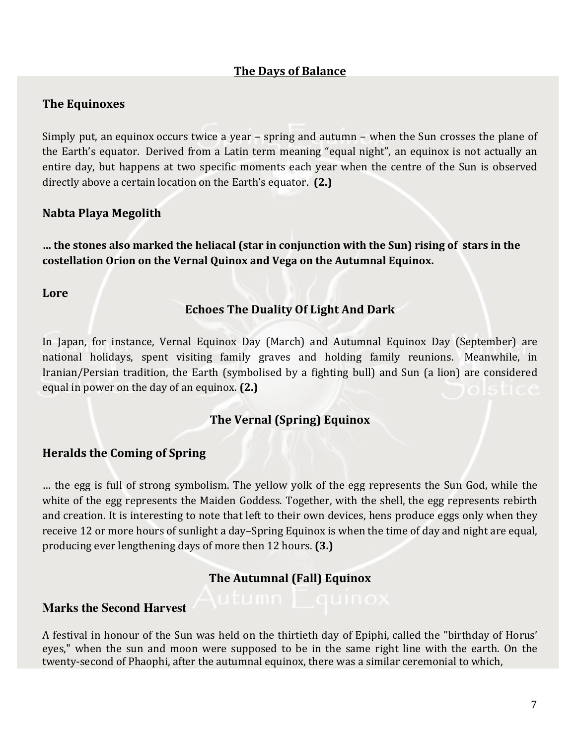## The Days of Balance

### The Equinoxes

Simply put, an equinox occurs twice a year – spring and autumn – when the Sun crosses the plane of the Earth's equator. Derived from a Latin term meaning "equal night", an equinox is not actually an entire day, but happens at two specific moments each year when the centre of the Sun is observed directly above a certain location on the Earth's equator. **(2.)**

### Nabta Playa Megolith

**… the stones also marked the heliacal (star in conjunction with the Sun) rising of stars in the costellation Orion on the Vernal Quinox and Vega on the Autumnal Equinox.**

### Lore

#### Echoes The Duality Of Light And Dark

In Japan, for instance, Vernal Equinox Day (March) and Autumnal Equinox Day (September) are national holidays, spent visiting family graves and holding family reunions. Meanwhile, in Iranian/Persian tradition, the Earth (symbolised by a fighting bull) and Sun (a lion) are considered equal in power on the day of an equinox. **(2.)**

## The Vernal (Spring) Equinox

### Heralds the Coming of Spring

… the egg is full of strong symbolism. The yellow yolk of the egg represents the Sun God, while the white of the egg represents the Maiden Goddess. Together, with the shell, the egg represents rebirth and creation. It is interesting to note that left to their own devices, hens produce eggs only when they receive 12 or more hours of sunlight a day–Spring Equinox is when the time of day and night are equal, producing ever lengthening days of more then 12 hours. **(3.)**

## The Autumnal (Fall) Equinox

### Marks the Second Harvest

A festival in honour of the Sun was held on the thirtieth day of Epiphi, called the "birthday of Horus' eyes," when the sun and moon were supposed to be in the same right line with the earth. On the twenty-second of Phaophi, after the autumnal equinox, there was a similar ceremonial to which,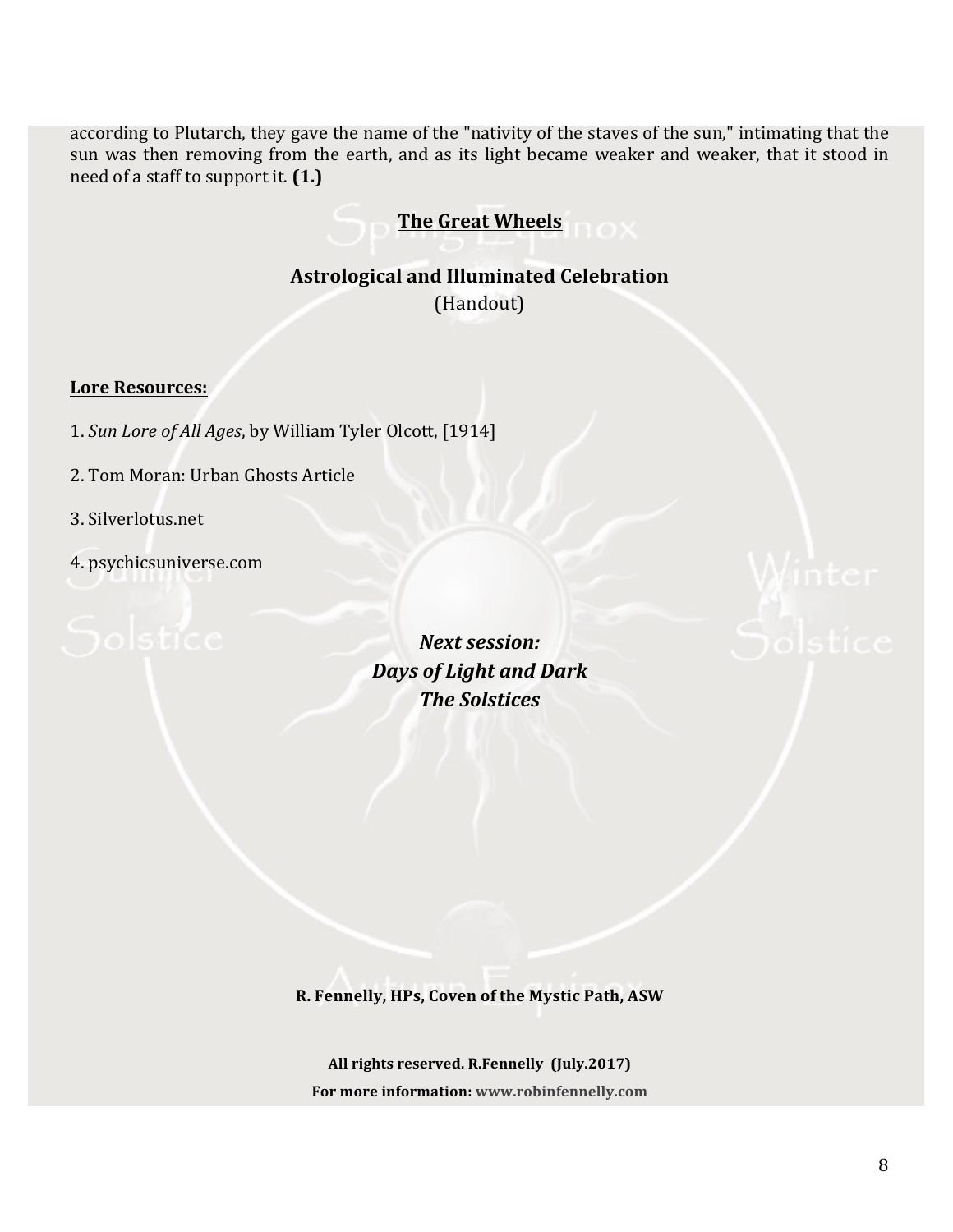according to Plutarch, they gave the name of the "nativity of the staves of the sun," intimating that the sun was then removing from the earth, and as its light became weaker and weaker, that it stood in need of a staff to support it. **(1.)**

## The Great Wheels

### Astrological and Illuminated Celebration

(Handout)

**Lore Resources:**

1. *Sun Lore of All Ages*, by William Tyler Olcott, [1914]

2. Tom Moran: Urban Ghosts Article

3. Silverlotus.net

4. psychicsuniverse.com

***Next session:***
***Days of Light and Dark***
***The Solstices***

**R. Fennelly, HPs, Coven of the Mystic Path, ASW**

**All rights reserved. R.Fennelly (July.2017)**

**For more information: www.robinfennelly.com**